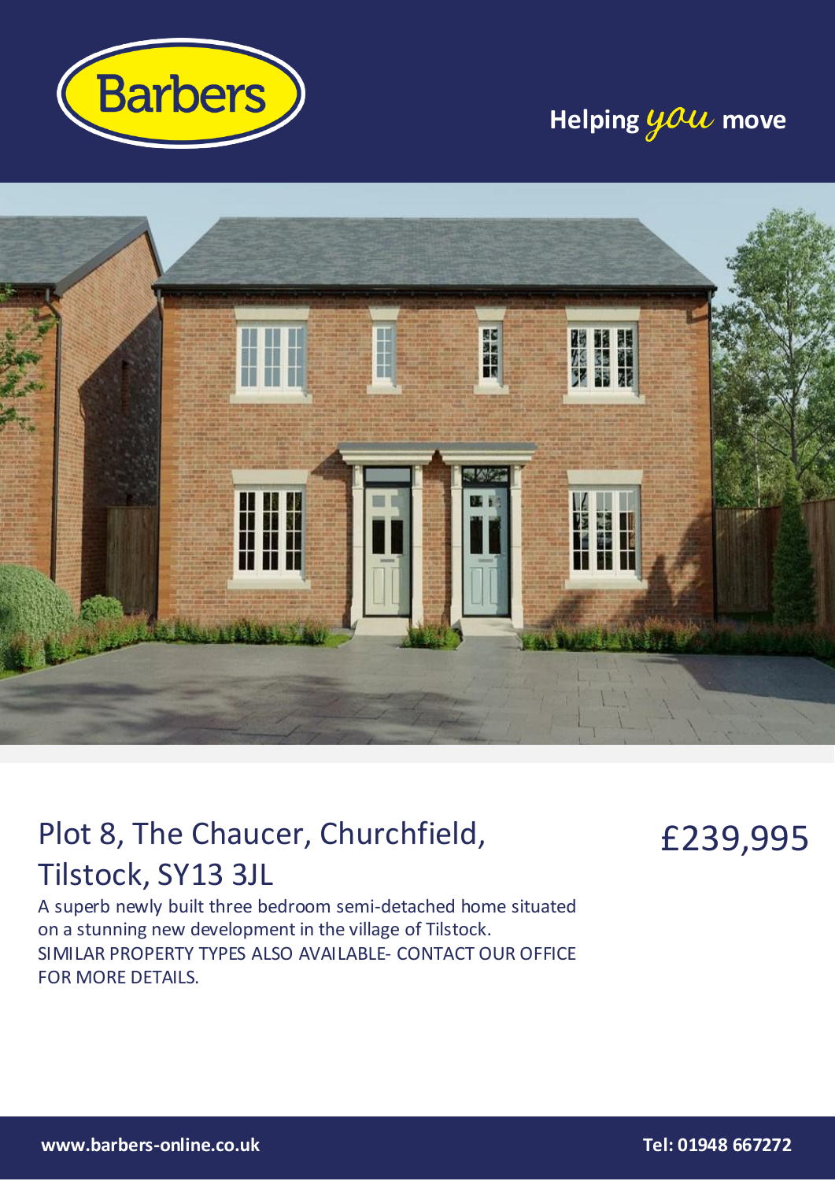Barbers

Helping *you* move

# Plot 8, The Chaucer, Churchfield, Tilstock, SY13 3JL

## £239,995

A superb newly built three bedroom semi-detached home situated on a stunning new development in the village of Tilstock.
SIMILAR PROPERTY TYPES ALSO AVAILABLE- CONTACT OUR OFFICE FOR MORE DETAILS.

**www.barbers-online.co.uk** **Tel: 01948 667272**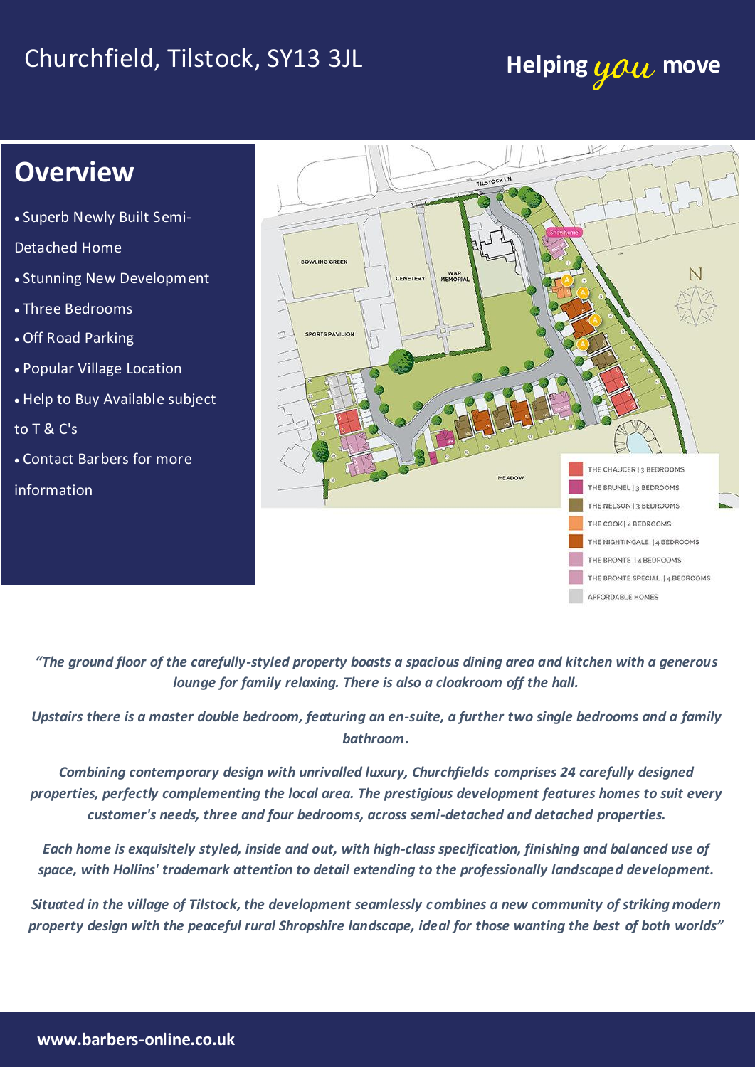# Churchfield, Tilstock, SY13 3JL

Helping *you* move

## Overview

- Superb Newly Built Semi-Detached Home
- Stunning New Development
- Three Bedrooms
- Off Road Parking
- Popular Village Location
- Help to Buy Available subject to T & C's
- Contact Barbers for more information

THE CHAUCER | 3 BEDROOMS
THE BRUNEL | 3 BEDROOMS
THE NELSON | 3 BEDROOMS
THE COOK | 4 BEDROOMS
THE NIGHTINGALE | 4 BEDROOMS
THE BRONTE | 4 BEDROOMS
THE BRONTE SPECIAL | 4 BEDROOMS
AFFORDABLE HOMES

*"The ground floor of the carefully-styled property boasts a spacious dining area and kitchen with a generous lounge for family relaxing. There is also a cloakroom off the hall.*

*Upstairs there is a master double bedroom, featuring an en-suite, a further two single bedrooms and a family bathroom.*

*Combining contemporary design with unrivalled luxury, Churchfields comprises 24 carefully designed properties, perfectly complementing the local area. The prestigious development features homes to suit every customer's needs, three and four bedrooms, across semi-detached and detached properties.*

*Each home is exquisitely styled, inside and out, with high-class specification, finishing and balanced use of space, with Hollins' trademark attention to detail extending to the professionally landscaped development.*

*Situated in the village of Tilstock, the development seamlessly combines a new community of striking modern property design with the peaceful rural Shropshire landscape, ideal for those wanting the best of both worlds"*

**www.barbers-online.co.uk**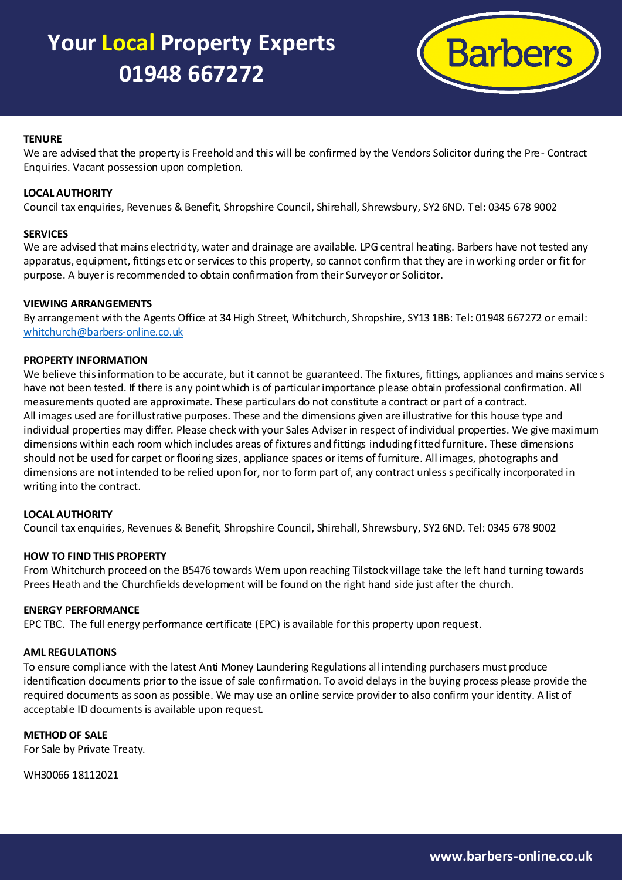**Your Local Property Experts 01948 667272**

### TENURE

We are advised that the property is Freehold and this will be confirmed by the Vendors Solicitor during the Pre- Contract Enquiries. Vacant possession upon completion.

### LOCAL AUTHORITY

Council tax enquiries, Revenues & Benefit, Shropshire Council, Shirehall, Shrewsbury, SY2 6ND. Tel: 0345 678 9002

### SERVICES

We are advised that mains electricity, water and drainage are available. LPG central heating. Barbers have not tested any apparatus, equipment, fittings etc or services to this property, so cannot confirm that they are in working order or fit for purpose. A buyer is recommended to obtain confirmation from their Surveyor or Solicitor.

### VIEWING ARRANGEMENTS

By arrangement with the Agents Office at 34 High Street, Whitchurch, Shropshire, SY13 1BB: Tel: 01948 667272 or email: whitchurch@barbers-online.co.uk

### PROPERTY INFORMATION

We believe this information to be accurate, but it cannot be guaranteed. The fixtures, fittings, appliances and mains services have not been tested. If there is any point which is of particular importance please obtain professional confirmation. All measurements quoted are approximate. These particulars do not constitute a contract or part of a contract.
All images used are for illustrative purposes. These and the dimensions given are illustrative for this house type and individual properties may differ. Please check with your Sales Adviser in respect of individual properties. We give maximum dimensions within each room which includes areas of fixtures and fittings including fitted furniture. These dimensions should not be used for carpet or flooring sizes, appliance spaces or items of furniture. All images, photographs and dimensions are not intended to be relied upon for, nor to form part of, any contract unless specifically incorporated in writing into the contract.

### LOCAL AUTHORITY

Council tax enquiries, Revenues & Benefit, Shropshire Council, Shirehall, Shrewsbury, SY2 6ND. Tel: 0345 678 9002

### HOW TO FIND THIS PROPERTY

From Whitchurch proceed on the B5476 towards Wem upon reaching Tilstock village take the left hand turning towards Prees Heath and the Churchfields development will be found on the right hand side just after the church.

### ENERGY PERFORMANCE

EPC TBC. The full energy performance certificate (EPC) is available for this property upon request.

### AML REGULATIONS

To ensure compliance with the latest Anti Money Laundering Regulations all intending purchasers must produce identification documents prior to the issue of sale confirmation. To avoid delays in the buying process please provide the required documents as soon as possible. We may use an online service provider to also confirm your identity. A list of acceptable ID documents is available upon request.

### METHOD OF SALE

For Sale by Private Treaty.

WH30066 18112021

www.barbers-online.co.uk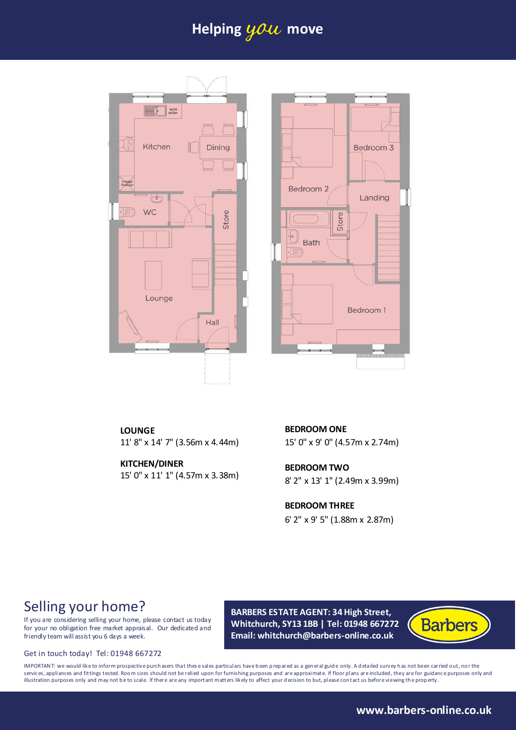Helping *you* move

Kitchen
Dining
W/M
under
Fridge
Freezer
WC
Store
Lounge
Hall

Bedroom 2
Bedroom 3
Landing
Store
Bath
Bedroom 1

**LOUNGE**
11' 8" x 14' 7" (3.56m x 4.44m)

**KITCHEN/DINER**
15' 0" x 11' 1" (4.57m x 3.38m)

**BEDROOM ONE**
15' 0" x 9' 0" (4.57m x 2.74m)

**BEDROOM TWO**
8' 2" x 13' 1" (2.49m x 3.99m)

**BEDROOM THREE**
6' 2" x 9' 5" (1.88m x 2.87m)

## Selling your home?

If you are considering selling your home, please contact us today for your no obligation free market appraisal. Our dedicated and friendly team will assist you 6 days a week.

Get in touch today! Tel: 01948 667272

**BARBERS ESTATE AGENT: 34 High Street, Whitchurch, SY13 1BB | Tel: 01948 667272**
**Email: whitchurch@barbers-online.co.uk**

Barbers

IMPORTANT: we would like to inform prospective purchasers that these sales particulars have been prepared as a general guide only. A detailed survey has not been carried out, nor the services, appliances and fittings tested. Room sizes should not be relied upon for furnishing purposes and are approximate. If floor plans are included, they are for guidance purposes only and illustration purposes only and may not be to scale. If there are any important matters likely to affect your decision to but, please contact us before viewing the property.

**www.barbers-online.co.uk**